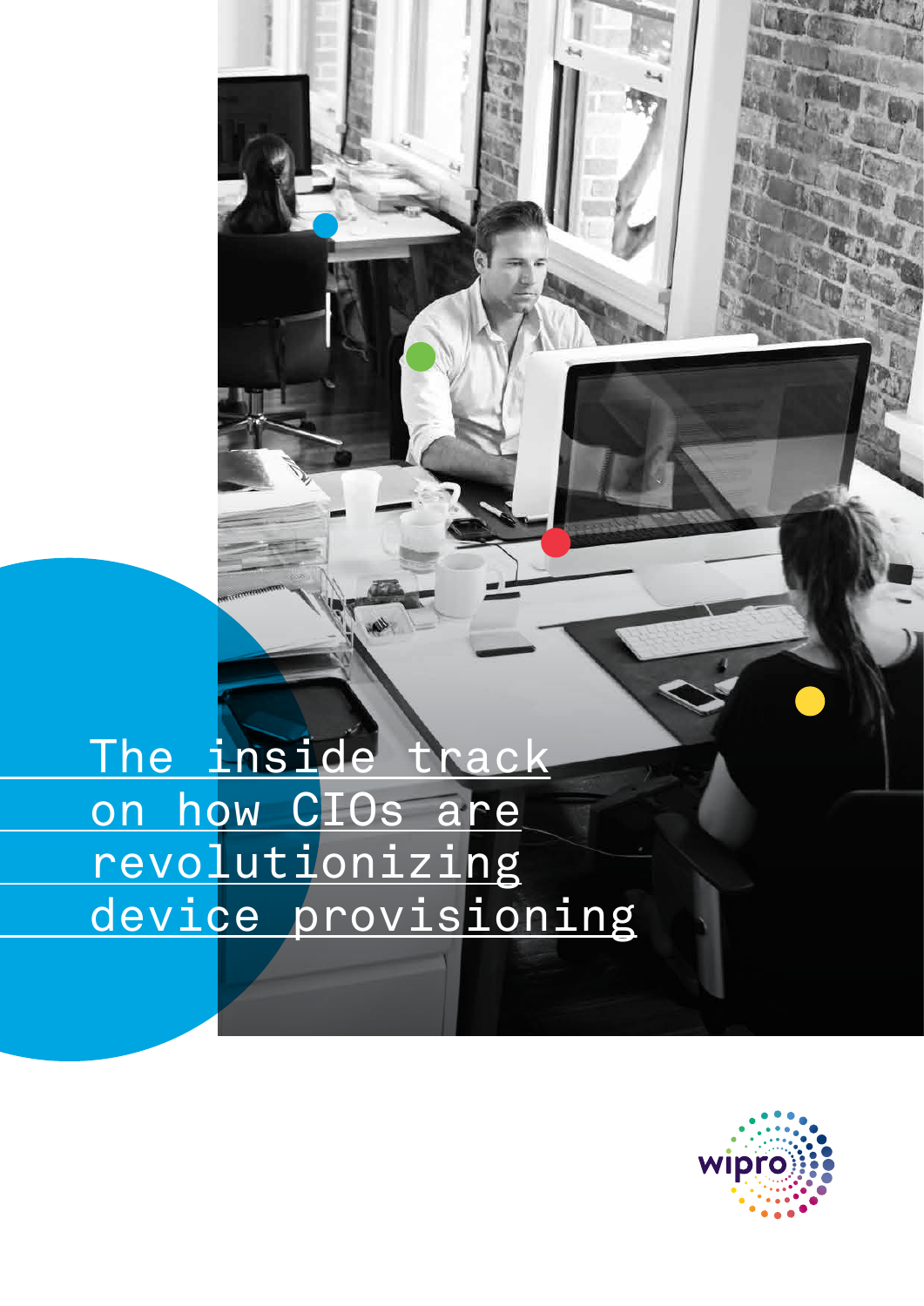# The inside track on how CIOs are revolutionizing device provisioning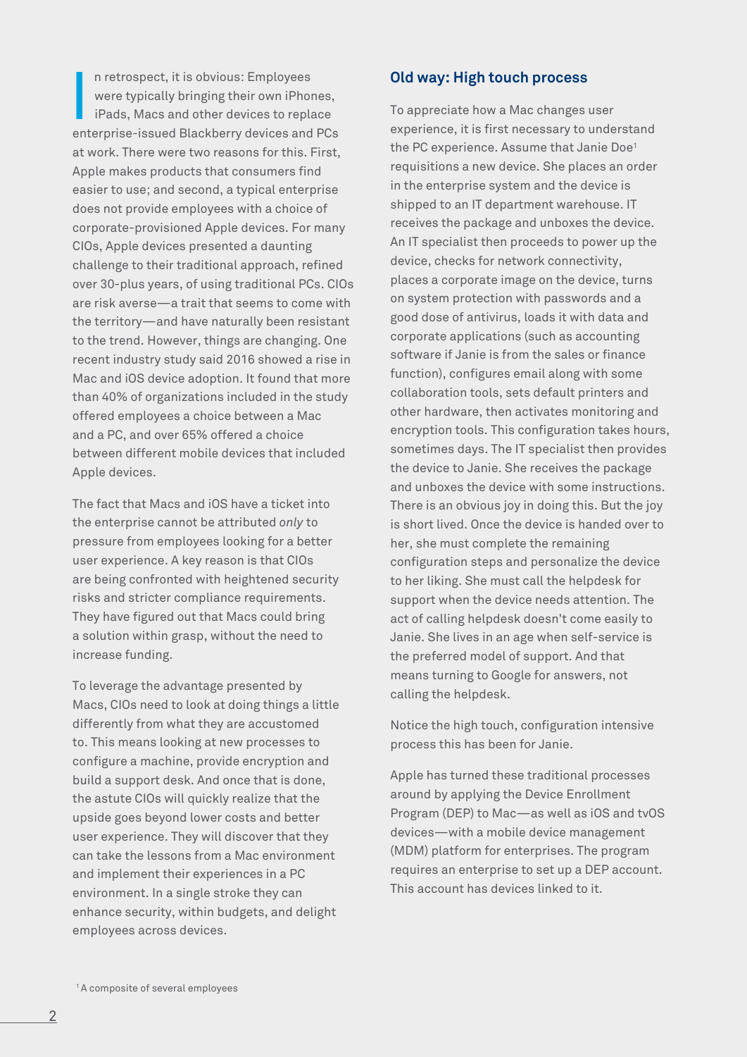In retrospect, it is obvious: Employees were typically bringing their own iPhones, iPads, Macs and other devices to replace enterprise-issued Blackberry devices and PCs at work. There were two reasons for this. First, Apple makes products that consumers find easier to use; and second, a typical enterprise does not provide employees with a choice of corporate-provisioned Apple devices. For many CIOs, Apple devices presented a daunting challenge to their traditional approach, refined over 30-plus years, of using traditional PCs. CIOs are risk averse—a trait that seems to come with the territory—and have naturally been resistant to the trend. However, things are changing. One recent industry study said 2016 showed a rise in Mac and iOS device adoption. It found that more than 40% of organizations included in the study offered employees a choice between a Mac and a PC, and over 65% offered a choice between different mobile devices that included Apple devices.

The fact that Macs and iOS have a ticket into the enterprise cannot be attributed *only* to pressure from employees looking for a better user experience. A key reason is that CIOs are being confronted with heightened security risks and stricter compliance requirements. They have figured out that Macs could bring a solution within grasp, without the need to increase funding.

To leverage the advantage presented by Macs, CIOs need to look at doing things a little differently from what they are accustomed to. This means looking at new processes to configure a machine, provide encryption and build a support desk. And once that is done, the astute CIOs will quickly realize that the upside goes beyond lower costs and better user experience. They will discover that they can take the lessons from a Mac environment and implement their experiences in a PC environment. In a single stroke they can enhance security, within budgets, and delight employees across devices.

## Old way: High touch process

To appreciate how a Mac changes user experience, it is first necessary to understand the PC experience. Assume that Janie Doe[1] requisitions a new device. She places an order in the enterprise system and the device is shipped to an IT department warehouse. IT receives the package and unboxes the device. An IT specialist then proceeds to power up the device, checks for network connectivity, places a corporate image on the device, turns on system protection with passwords and a good dose of antivirus, loads it with data and corporate applications (such as accounting software if Janie is from the sales or finance function), configures email along with some collaboration tools, sets default printers and other hardware, then activates monitoring and encryption tools. This configuration takes hours, sometimes days. The IT specialist then provides the device to Janie. She receives the package and unboxes the device with some instructions. There is an obvious joy in doing this. But the joy is short lived. Once the device is handed over to her, she must complete the remaining configuration steps and personalize the device to her liking. She must call the helpdesk for support when the device needs attention. The act of calling helpdesk doesn't come easily to Janie. She lives in an age when self-service is the preferred model of support. And that means turning to Google for answers, not calling the helpdesk.

Notice the high touch, configuration intensive process this has been for Janie.

Apple has turned these traditional processes around by applying the Device Enrollment Program (DEP) to Mac—as well as iOS and tvOS devices—with a mobile device management (MDM) platform for enterprises. The program requires an enterprise to set up a DEP account. This account has devices linked to it.

[1] A composite of several employees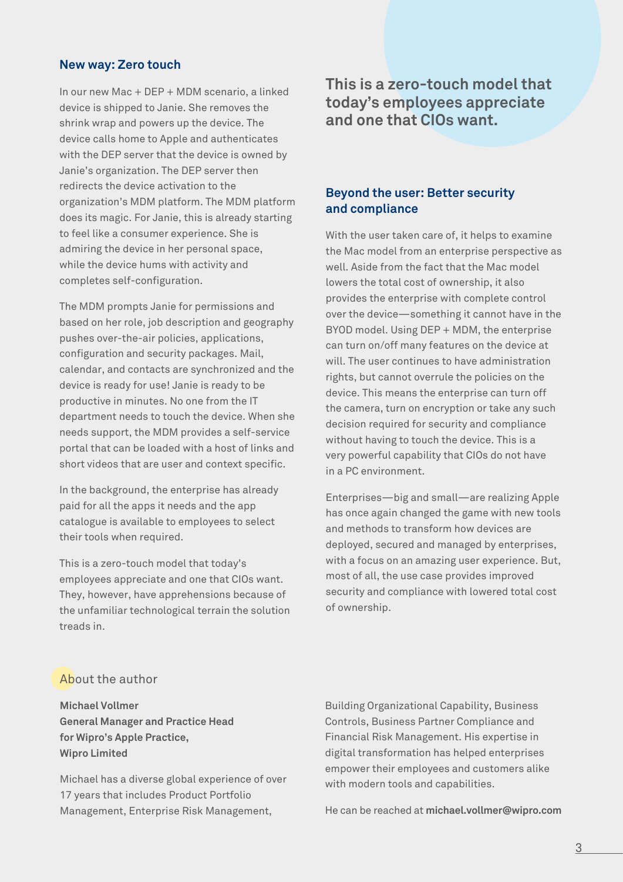## New way: Zero touch

In our new Mac + DEP + MDM scenario, a linked device is shipped to Janie. She removes the shrink wrap and powers up the device. The device calls home to Apple and authenticates with the DEP server that the device is owned by Janie's organization. The DEP server then redirects the device activation to the organization's MDM platform. The MDM platform does its magic. For Janie, this is already starting to feel like a consumer experience. She is admiring the device in her personal space, while the device hums with activity and completes self-configuration.

The MDM prompts Janie for permissions and based on her role, job description and geography pushes over-the-air policies, applications, configuration and security packages. Mail, calendar, and contacts are synchronized and the device is ready for use! Janie is ready to be productive in minutes. No one from the IT department needs to touch the device. When she needs support, the MDM provides a self-service portal that can be loaded with a host of links and short videos that are user and context specific.

In the background, the enterprise has already paid for all the apps it needs and the app catalogue is available to employees to select their tools when required.

This is a zero-touch model that today's employees appreciate and one that CIOs want. They, however, have apprehensions because of the unfamiliar technological terrain the solution treads in.

**This is a zero-touch model that today's employees appreciate and one that CIOs want.**

## Beyond the user: Better security and compliance

With the user taken care of, it helps to examine the Mac model from an enterprise perspective as well. Aside from the fact that the Mac model lowers the total cost of ownership, it also provides the enterprise with complete control over the device—something it cannot have in the BYOD model. Using DEP + MDM, the enterprise can turn on/off many features on the device at will. The user continues to have administration rights, but cannot overrule the policies on the device. This means the enterprise can turn off the camera, turn on encryption or take any such decision required for security and compliance without having to touch the device. This is a very powerful capability that CIOs do not have in a PC environment.

Enterprises—big and small—are realizing Apple has once again changed the game with new tools and methods to transform how devices are deployed, secured and managed by enterprises, with a focus on an amazing user experience. But, most of all, the use case provides improved security and compliance with lowered total cost of ownership.

## About the author

**Michael Vollmer**
**General Manager and Practice Head for Wipro's Apple Practice, Wipro Limited**

Michael has a diverse global experience of over 17 years that includes Product Portfolio Management, Enterprise Risk Management, Building Organizational Capability, Business Controls, Business Partner Compliance and Financial Risk Management. His expertise in digital transformation has helped enterprises empower their employees and customers alike with modern tools and capabilities.

He can be reached at **michael.vollmer@wipro.com**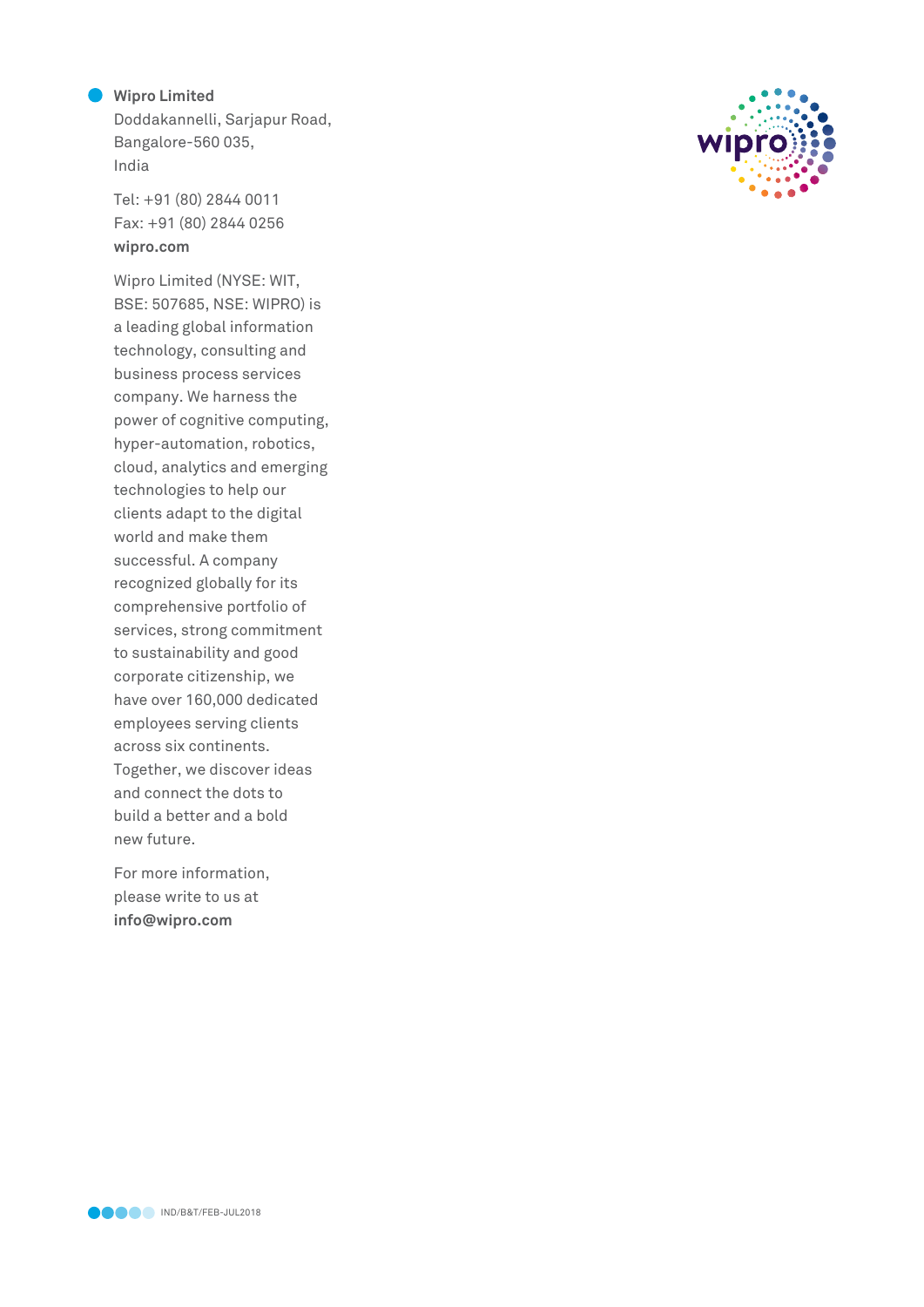**Wipro Limited**
Doddakannelli, Sarjapur Road,
Bangalore-560 035,
India

Tel: +91 (80) 2844 0011
Fax: +91 (80) 2844 0256
**wipro.com**

Wipro Limited (NYSE: WIT, BSE: 507685, NSE: WIPRO) is a leading global information technology, consulting and business process services company. We harness the power of cognitive computing, hyper-automation, robotics, cloud, analytics and emerging technologies to help our clients adapt to the digital world and make them successful. A company recognized globally for its comprehensive portfolio of services, strong commitment to sustainability and good corporate citizenship, we have over 160,000 dedicated employees serving clients across six continents. Together, we discover ideas and connect the dots to build a better and a bold new future.

For more information, please write to us at **info@wipro.com**

IND/B&T/FEB-JUL2018